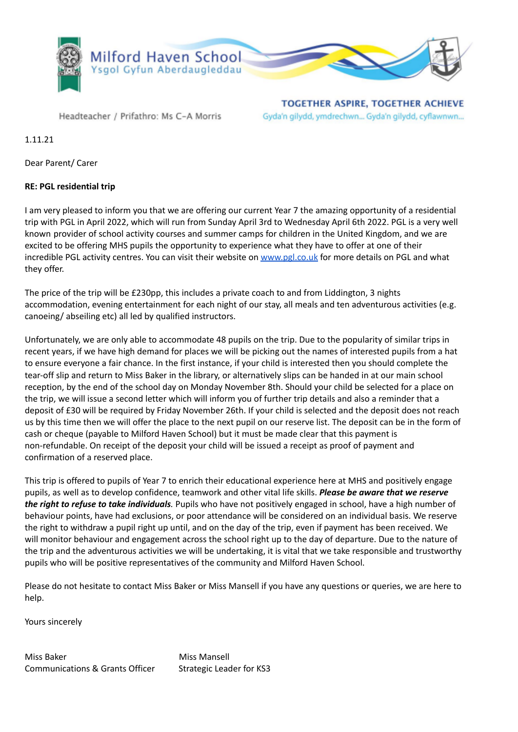Milford Haven School
Ysgol Gyfun Aberdaugleddau

Headteacher / Prifathro: Ms C-A Morris

**TOGETHER ASPIRE, TOGETHER ACHIEVE**
Gyda'n gilydd, ymdrechwn... Gyda'n gilydd, cyflawnwn...

1.11.21

Dear Parent/ Carer

**RE: PGL residential trip**

I am very pleased to inform you that we are offering our current Year 7 the amazing opportunity of a residential trip with PGL in April 2022, which will run from Sunday April 3rd to Wednesday April 6th 2022. PGL is a very well known provider of school activity courses and summer camps for children in the United Kingdom, and we are excited to be offering MHS pupils the opportunity to experience what they have to offer at one of their incredible PGL activity centres. You can visit their website on [www.pgl.co.uk](http://www.pgl.co.uk) for more details on PGL and what they offer.

The price of the trip will be £230pp, this includes a private coach to and from Liddington, 3 nights accommodation, evening entertainment for each night of our stay, all meals and ten adventurous activities (e.g. canoeing/ abseiling etc) all led by qualified instructors.

Unfortunately, we are only able to accommodate 48 pupils on the trip. Due to the popularity of similar trips in recent years, if we have high demand for places we will be picking out the names of interested pupils from a hat to ensure everyone a fair chance. In the first instance, if your child is interested then you should complete the tear-off slip and return to Miss Baker in the library, or alternatively slips can be handed in at our main school reception, by the end of the school day on Monday November 8th. Should your child be selected for a place on the trip, we will issue a second letter which will inform you of further trip details and also a reminder that a deposit of £30 will be required by Friday November 26th. If your child is selected and the deposit does not reach us by this time then we will offer the place to the next pupil on our reserve list. The deposit can be in the form of cash or cheque (payable to Milford Haven School) but it must be made clear that this payment is non-refundable. On receipt of the deposit your child will be issued a receipt as proof of payment and confirmation of a reserved place.

This trip is offered to pupils of Year 7 to enrich their educational experience here at MHS and positively engage pupils, as well as to develop confidence, teamwork and other vital life skills. ***Please be aware that we reserve the right to refuse to take individuals.*** Pupils who have not positively engaged in school, have a high number of behaviour points, have had exclusions, or poor attendance will be considered on an individual basis. We reserve the right to withdraw a pupil right up until, and on the day of the trip, even if payment has been received. We will monitor behaviour and engagement across the school right up to the day of departure. Due to the nature of the trip and the adventurous activities we will be undertaking, it is vital that we take responsible and trustworthy pupils who will be positive representatives of the community and Milford Haven School.

Please do not hesitate to contact Miss Baker or Miss Mansell if you have any questions or queries, we are here to help.

Yours sincerely

Miss Baker
Communications & Grants Officer

Miss Mansell
Strategic Leader for KS3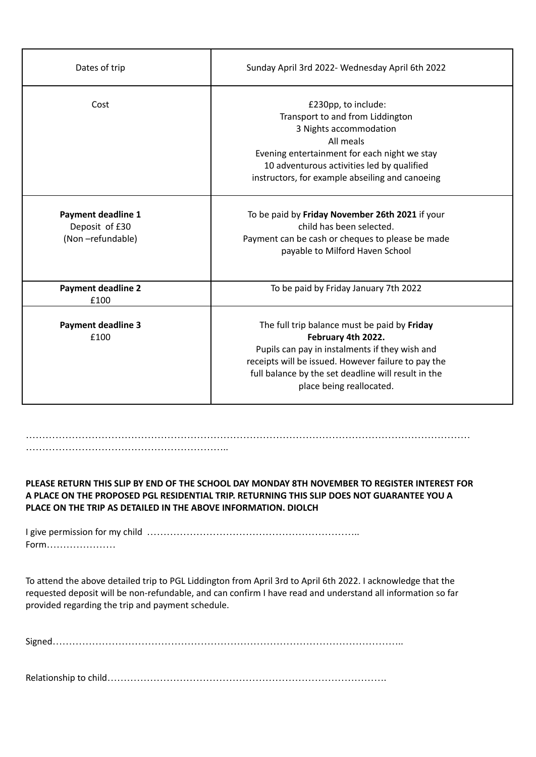| | |
|---|---|
| Dates of trip | Sunday April 3rd 2022- Wednesday April 6th 2022 |
| Cost | £230pp, to include:<br>Transport to and from Liddington<br>3 Nights accommodation<br>All meals<br>Evening entertainment for each night we stay<br>10 adventurous activities led by qualified instructors, for example abseiling and canoeing |
| **Payment deadline 1**<br>Deposit of £30<br>(Non –refundable) | To be paid by **Friday November 26th 2021** if your child has been selected.<br>Payment can be cash or cheques to please be made payable to Milford Haven School |
| **Payment deadline 2**<br>£100 | To be paid by Friday January 7th 2022 |
| **Payment deadline 3**<br>£100 | The full trip balance must be paid by **Friday February 4th 2022.**<br>Pupils can pay in instalments if they wish and receipts will be issued. However failure to pay the full balance by the set deadline will result in the place being reallocated. |

…………………………………………………………………………………………………………………………
……………………………………………………..

**PLEASE RETURN THIS SLIP BY END OF THE SCHOOL DAY MONDAY 8TH NOVEMBER TO REGISTER INTEREST FOR A PLACE ON THE PROPOSED PGL RESIDENTIAL TRIP. RETURNING THIS SLIP DOES NOT GUARANTEE YOU A PLACE ON THE TRIP AS DETAILED IN THE ABOVE INFORMATION. DIOLCH**

I give permission for my child ………………………………………………………..
Form…………………

To attend the above detailed trip to PGL Liddington from April 3rd to April 6th 2022. I acknowledge that the requested deposit will be non-refundable, and can confirm I have read and understand all information so far provided regarding the trip and payment schedule.

Signed………………………………………………………………………………………………..

Relationship to child………………………………………………………………………….